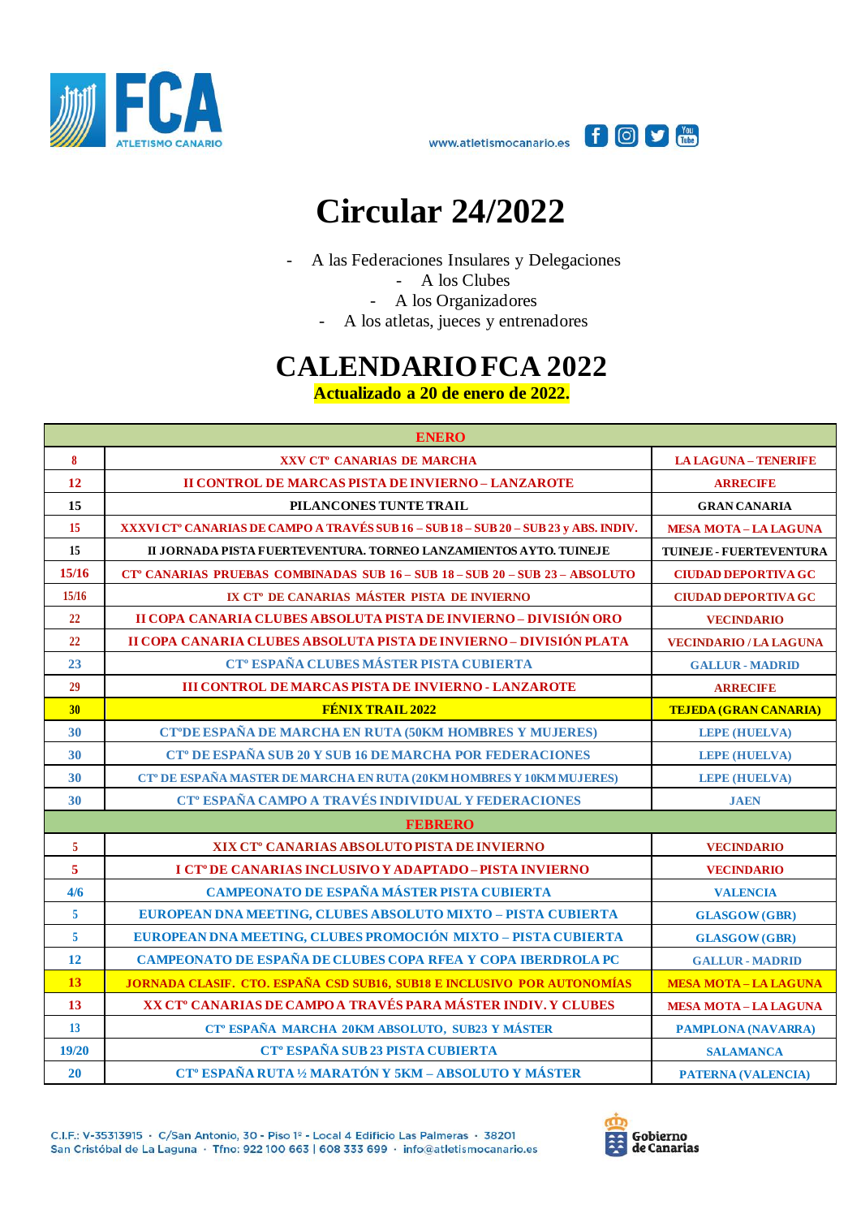# Circular 24/2022

- A las Federaciones Insulares y Delegaciones
- A los Clubes
- A los Organizadores
- A los atletas, jueces y entrenadores

## CALENDARIO FCA 2022

**Actualizado a 20 de enero de 2022.**

| ENERO | | |
|---|---|---|
| 8 | XXV CTº CANARIAS DE MARCHA | LA LAGUNA – TENERIFE |
| 12 | II CONTROL DE MARCAS PISTA DE INVIERNO – LANZAROTE | ARRECIFE |
| 15 | PILANCONES TUNTE TRAIL | GRAN CANARIA |
| 15 | XXXVI CTº CANARIAS DE CAMPO A TRAVÉS SUB 16 – SUB 18 – SUB 20 – SUB 23 y ABS. INDIV. | MESA MOTA – LA LAGUNA |
| 15 | II JORNADA PISTA FUERTEVENTURA. TORNEO LANZAMIENTOS AYTO. TUINEJE | TUINEJE - FUERTEVENTURA |
| 15/16 | CTº CANARIAS PRUEBAS COMBINADAS SUB 16 – SUB 18 – SUB 20 – SUB 23 – ABSOLUTO | CIUDAD DEPORTIVA GC |
| 15/16 | IX CTº DE CANARIAS MÁSTER PISTA DE INVIERNO | CIUDAD DEPORTIVA GC |
| 22 | II COPA CANARIA CLUBES ABSOLUTA PISTA DE INVIERNO – DIVISIÓN ORO | VECINDARIO |
| 22 | II COPA CANARIA CLUBES ABSOLUTA PISTA DE INVIERNO – DIVISIÓN PLATA | VECINDARIO / LA LAGUNA |
| 23 | CTº ESPAÑA CLUBES MÁSTER PISTA CUBIERTA | GALLUR - MADRID |
| 29 | III CONTROL DE MARCAS PISTA DE INVIERNO - LANZAROTE | ARRECIFE |
| 30 | FÉNIX TRAIL 2022 | TEJEDA (GRAN CANARIA) |
| 30 | CTºDE ESPAÑA DE MARCHA EN RUTA (50KM HOMBRES Y MUJERES) | LEPE (HUELVA) |
| 30 | CTº DE ESPAÑA SUB 20 Y SUB 16 DE MARCHA POR FEDERACIONES | LEPE (HUELVA) |
| 30 | CTº DE ESPAÑA MASTER DE MARCHA EN RUTA (20KM HOMBRES Y 10KM MUJERES) | LEPE (HUELVA) |
| 30 | CTº ESPAÑA CAMPO A TRAVÉS INDIVIDUAL Y FEDERACIONES | JAEN |
| **FEBRERO** | | |
| 5 | XIX CTº CANARIAS ABSOLUTO PISTA DE INVIERNO | VECINDARIO |
| 5 | I CTº DE CANARIAS INCLUSIVO Y ADAPTADO – PISTA INVIERNO | VECINDARIO |
| 4/6 | CAMPEONATO DE ESPAÑA MÁSTER PISTA CUBIERTA | VALENCIA |
| 5 | EUROPEAN DNA MEETING, CLUBES ABSOLUTO MIXTO – PISTA CUBIERTA | GLASGOW (GBR) |
| 5 | EUROPEAN DNA MEETING, CLUBES PROMOCIÓN MIXTO – PISTA CUBIERTA | GLASGOW (GBR) |
| 12 | CAMPEONATO DE ESPAÑA DE CLUBES COPA RFEA Y COPA IBERDROLA PC | GALLUR - MADRID |
| 13 | JORNADA CLASIF. CTO. ESPAÑA CSD SUB16, SUB18 E INCLUSIVO POR AUTONOMÍAS | MESA MOTA – LA LAGUNA |
| 13 | XX CTº CANARIAS DE CAMPO A TRAVÉS PARA MÁSTER INDIV. Y CLUBES | MESA MOTA – LA LAGUNA |
| 13 | CTº ESPAÑA MARCHA 20KM ABSOLUTO, SUB23 Y MÁSTER | PAMPLONA (NAVARRA) |
| 19/20 | CTº ESPAÑA SUB 23 PISTA CUBIERTA | SALAMANCA |
| 20 | CTº ESPAÑA RUTA ½ MARATÓN Y 5KM – ABSOLUTO Y MÁSTER | PATERNA (VALENCIA) |

C.I.F.: V-35313915 · C/San Antonio, 30 - Piso 1º - Local 4 Edificio Las Palmeras · 38201 San Cristóbal de La Laguna · Tfno: 922 100 663 | 608 333 699 · info@atletismocanario.es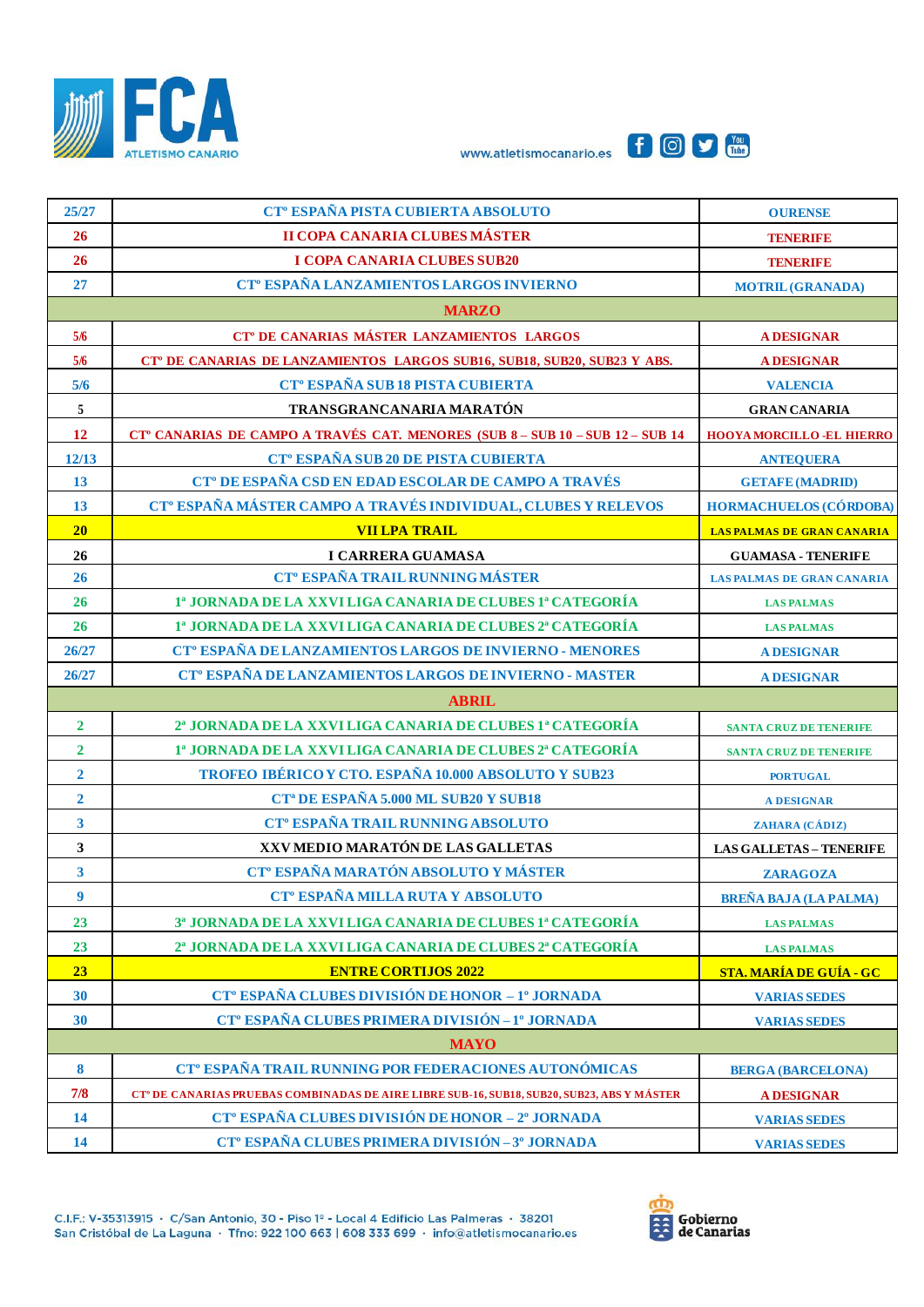| | | |
|---|---|---|
| 25/27 | CTº ESPAÑA PISTA CUBIERTA ABSOLUTO | OURENSE |
| 26 | II COPA CANARIA CLUBES MÁSTER | TENERIFE |
| 26 | I COPA CANARIA CLUBES SUB20 | TENERIFE |
| 27 | CTº ESPAÑA LANZAMIENTOS LARGOS INVIERNO | MOTRIL (GRANADA) |
| | **MARZO** | |
| 5/6 | CTº DE CANARIAS MÁSTER LANZAMIENTOS LARGOS | A DESIGNAR |
| 5/6 | CTº DE CANARIAS DE LANZAMIENTOS LARGOS SUB16, SUB18, SUB20, SUB23 Y ABS. | A DESIGNAR |
| 5/6 | CTº ESPAÑA SUB 18 PISTA CUBIERTA | VALENCIA |
| 5 | TRANSGRANCANARIA MARATÓN | GRAN CANARIA |
| 12 | CTº CANARIAS DE CAMPO A TRAVÉS CAT. MENORES (SUB 8 – SUB 10 – SUB 12 – SUB 14 | HOOYA MORCILLO -EL HIERRO |
| 12/13 | CTº ESPAÑA SUB 20 DE PISTA CUBIERTA | ANTEQUERA |
| 13 | CTº DE ESPAÑA CSD EN EDAD ESCOLAR DE CAMPO A TRAVÉS | GETAFE (MADRID) |
| 13 | CTº ESPAÑA MÁSTER CAMPO A TRAVÉS INDIVIDUAL, CLUBES Y RELEVOS | HORMACHUELOS (CÓRDOBA) |
| 20 | VII LPA TRAIL | LAS PALMAS DE GRAN CANARIA |
| 26 | I CARRERA GUAMASA | GUAMASA - TENERIFE |
| 26 | CTº ESPAÑA TRAIL RUNNING MÁSTER | LAS PALMAS DE GRAN CANARIA |
| 26 | 1ª JORNADA DE LA XXVI LIGA CANARIA DE CLUBES 1ª CATEGORÍA | LAS PALMAS |
| 26 | 1ª JORNADA DE LA XXVI LIGA CANARIA DE CLUBES 2ª CATEGORÍA | LAS PALMAS |
| 26/27 | CTº ESPAÑA DE LANZAMIENTOS LARGOS DE INVIERNO - MENORES | A DESIGNAR |
| 26/27 | CTº ESPAÑA DE LANZAMIENTOS LARGOS DE INVIERNO - MASTER | A DESIGNAR |
| | **ABRIL** | |
| 2 | 2ª JORNADA DE LA XXVI LIGA CANARIA DE CLUBES 1ª CATEGORÍA | SANTA CRUZ DE TENERIFE |
| 2 | 1ª JORNADA DE LA XXVI LIGA CANARIA DE CLUBES 2ª CATEGORÍA | SANTA CRUZ DE TENERIFE |
| 2 | TROFEO IBÉRICO Y CTO. ESPAÑA 10.000 ABSOLUTO Y SUB23 | PORTUGAL |
| 2 | CTª DE ESPAÑA 5.000 ML SUB20 Y SUB18 | A DESIGNAR |
| 3 | CTº ESPAÑA TRAIL RUNNING ABSOLUTO | ZAHARA (CÁDIZ) |
| 3 | XXV MEDIO MARATÓN DE LAS GALLETAS | LAS GALLETAS – TENERIFE |
| 3 | CTº ESPAÑA MARATÓN ABSOLUTO Y MÁSTER | ZARAGOZA |
| 9 | CTº ESPAÑA MILLA RUTA Y ABSOLUTO | BREÑA BAJA (LA PALMA) |
| 23 | 3ª JORNADA DE LA XXVI LIGA CANARIA DE CLUBES 1ª CATEGORÍA | LAS PALMAS |
| 23 | 2ª JORNADA DE LA XXVI LIGA CANARIA DE CLUBES 2ª CATEGORÍA | LAS PALMAS |
| 23 | ENTRE CORTIJOS 2022 | STA. MARÍA DE GUÍA - GC |
| 30 | CTº ESPAÑA CLUBES DIVISIÓN DE HONOR – 1º JORNADA | VARIAS SEDES |
| 30 | CTº ESPAÑA CLUBES PRIMERA DIVISIÓN – 1º JORNADA | VARIAS SEDES |
| | **MAYO** | |
| 8 | CTº ESPAÑA TRAIL RUNNING POR FEDERACIONES AUTONÓMICAS | BERGA (BARCELONA) |
| 7/8 | CTº DE CANARIAS PRUEBAS COMBINADAS DE AIRE LIBRE SUB-16, SUB18, SUB20, SUB23, ABS Y MÁSTER | A DESIGNAR |
| 14 | CTº ESPAÑA CLUBES DIVISIÓN DE HONOR – 2º JORNADA | VARIAS SEDES |
| 14 | CTº ESPAÑA CLUBES PRIMERA DIVISIÓN – 3º JORNADA | VARIAS SEDES |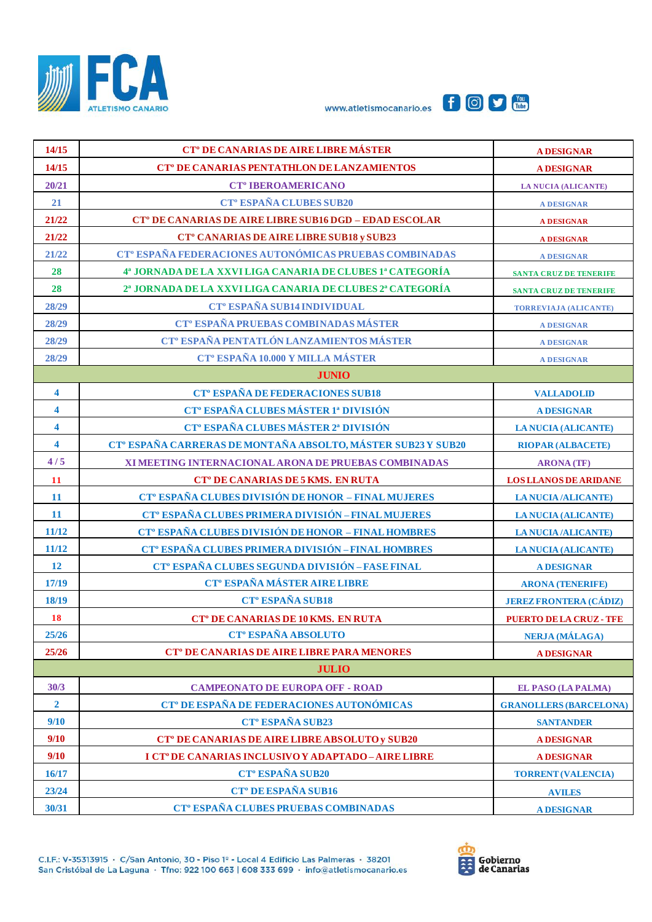| 14/15 | CTº DE CANARIAS DE AIRE LIBRE MÁSTER | A DESIGNAR |
|---|---|---|
| 14/15 | CTº DE CANARIAS PENTATHLON DE LANZAMIENTOS | A DESIGNAR |
| 20/21 | CTº IBEROAMERICANO | LA NUCIA (ALICANTE) |
| 21 | CTº ESPAÑA CLUBES SUB20 | A DESIGNAR |
| 21/22 | CTº DE CANARIAS DE AIRE LIBRE SUB16 DGD – EDAD ESCOLAR | A DESIGNAR |
| 21/22 | CTº CANARIAS DE AIRE LIBRE SUB18 y SUB23 | A DESIGNAR |
| 21/22 | CTº ESPAÑA FEDERACIONES AUTONÓMICAS PRUEBAS COMBINADAS | A DESIGNAR |
| 28 | 4ª JORNADA DE LA XXVI LIGA CANARIA DE CLUBES 1ª CATEGORÍA | SANTA CRUZ DE TENERIFE |
| 28 | 2ª JORNADA DE LA XXVI LIGA CANARIA DE CLUBES 2ª CATEGORÍA | SANTA CRUZ DE TENERIFE |
| 28/29 | CTº ESPAÑA SUB14 INDIVIDUAL | TORREVIAJA (ALICANTE) |
| 28/29 | CTº ESPAÑA PRUEBAS COMBINADAS MÁSTER | A DESIGNAR |
| 28/29 | CTº ESPAÑA PENTATLÓN LANZAMIENTOS MÁSTER | A DESIGNAR |
| 28/29 | CTº ESPAÑA 10.000 Y MILLA MÁSTER | A DESIGNAR |
| | **JUNIO** | |
| 4 | CTº ESPAÑA DE FEDERACIONES SUB18 | VALLADOLID |
| 4 | CTº ESPAÑA CLUBES MÁSTER 1ª DIVISIÓN | A DESIGNAR |
| 4 | CTº ESPAÑA CLUBES MÁSTER 2ª DIVISIÓN | LA NUCIA (ALICANTE) |
| 4 | CTº ESPAÑA CARRERAS DE MONTAÑA ABSOLTO, MÁSTER SUB23 Y SUB20 | RIOPAR (ALBACETE) |
| 4 / 5 | XI MEETING INTERNACIONAL ARONA DE PRUEBAS COMBINADAS | ARONA (TF) |
| 11 | CTº DE CANARIAS DE 5 KMS. EN RUTA | LOS LLANOS DE ARIDANE |
| 11 | CTº ESPAÑA CLUBES DIVISIÓN DE HONOR – FINAL MUJERES | LA NUCIA /ALICANTE) |
| 11 | CTº ESPAÑA CLUBES PRIMERA DIVISIÓN – FINAL MUJERES | LA NUCIA (ALICANTE) |
| 11/12 | CTº ESPAÑA CLUBES DIVISIÓN DE HONOR – FINAL HOMBRES | LA NUCIA /ALICANTE) |
| 11/12 | CTº ESPAÑA CLUBES PRIMERA DIVISIÓN – FINAL HOMBRES | LA NUCIA (ALICANTE) |
| 12 | CTº ESPAÑA CLUBES SEGUNDA DIVISIÓN – FASE FINAL | A DESIGNAR |
| 17/19 | CTº ESPAÑA MÁSTER AIRE LIBRE | ARONA (TENERIFE) |
| 18/19 | CTº ESPAÑA SUB18 | JEREZ FRONTERA (CÁDIZ) |
| 18 | CTº DE CANARIAS DE 10 KMS. EN RUTA | PUERTO DE LA CRUZ - TFE |
| 25/26 | CTº ESPAÑA ABSOLUTO | NERJA (MÁLAGA) |
| 25/26 | CTº DE CANARIAS DE AIRE LIBRE PARA MENORES | A DESIGNAR |
| | **JULIO** | |
| 30/3 | CAMPEONATO DE EUROPA OFF - ROAD | EL PASO (LA PALMA) |
| 2 | CTº DE ESPAÑA DE FEDERACIONES AUTONÓMICAS | GRANOLLERS (BARCELONA) |
| 9/10 | CTº ESPAÑA SUB23 | SANTANDER |
| 9/10 | CTº DE CANARIAS DE AIRE LIBRE ABSOLUTO y SUB20 | A DESIGNAR |
| 9/10 | I CTº DE CANARIAS INCLUSIVO Y ADAPTADO – AIRE LIBRE | A DESIGNAR |
| 16/17 | CTº ESPAÑA SUB20 | TORRENT (VALENCIA) |
| 23/24 | CTº DE ESPAÑA SUB16 | AVILES |
| 30/31 | CTº ESPAÑA CLUBES PRUEBAS COMBINADAS | A DESIGNAR |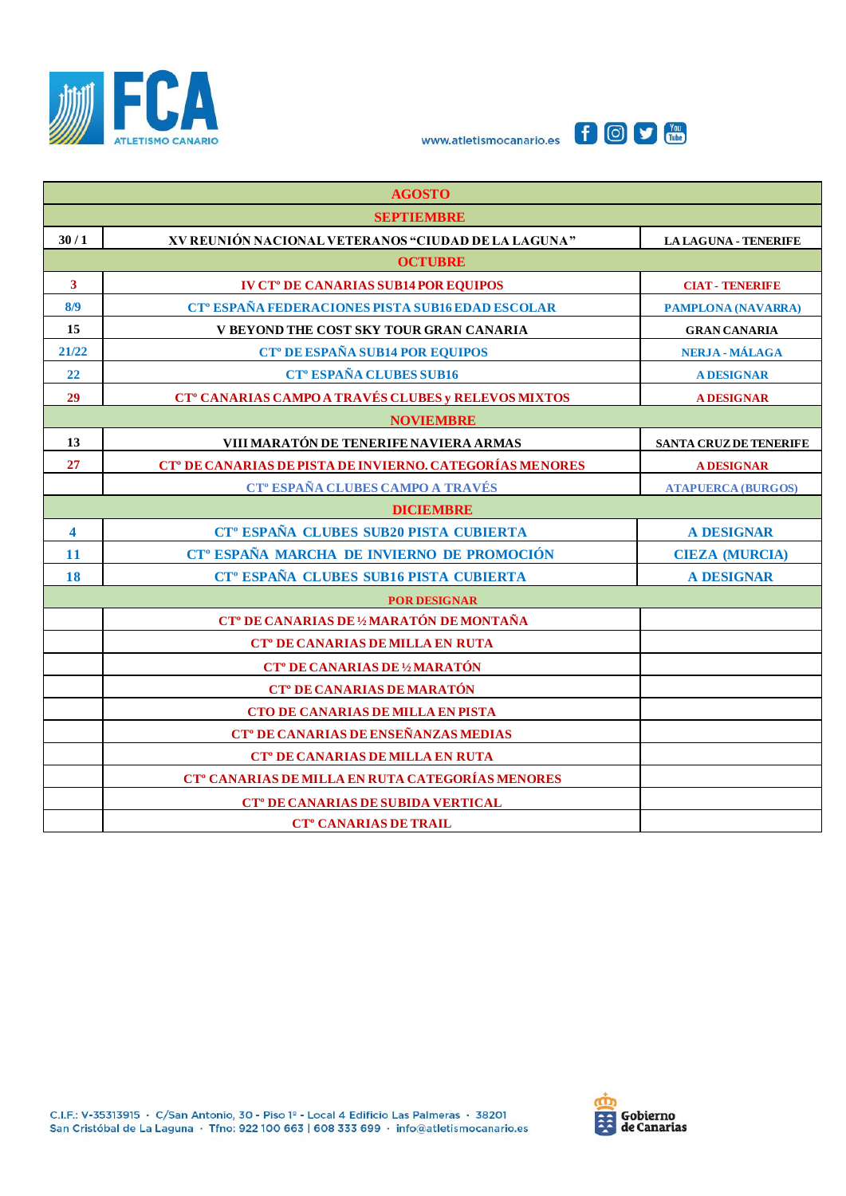| | | |
|---|---|---|
| **AGOSTO** | | |
| **SEPTIEMBRE** | | |
| 30 / 1 | XV REUNIÓN NACIONAL VETERANOS "CIUDAD DE LA LAGUNA" | LA LAGUNA - TENERIFE |
| **OCTUBRE** | | |
| 3 | IV CTº DE CANARIAS SUB14 POR EQUIPOS | CIAT - TENERIFE |
| 8/9 | CTº ESPAÑA FEDERACIONES PISTA SUB16 EDAD ESCOLAR | PAMPLONA (NAVARRA) |
| 15 | V BEYOND THE COST SKY TOUR GRAN CANARIA | GRAN CANARIA |
| 21/22 | CTº DE ESPAÑA SUB14 POR EQUIPOS | NERJA - MÁLAGA |
| 22 | CTº ESPAÑA CLUBES SUB16 | A DESIGNAR |
| 29 | CTº CANARIAS CAMPO A TRAVÉS CLUBES y RELEVOS MIXTOS | A DESIGNAR |
| **NOVIEMBRE** | | |
| 13 | VIII MARATÓN DE TENERIFE NAVIERA ARMAS | SANTA CRUZ DE TENERIFE |
| 27 | CTº DE CANARIAS DE PISTA DE INVIERNO. CATEGORÍAS MENORES | A DESIGNAR |
| | CTº ESPAÑA CLUBES CAMPO A TRAVÉS | ATAPUERCA (BURGOS) |
| **DICIEMBRE** | | |
| 4 | CTº ESPAÑA CLUBES SUB20 PISTA CUBIERTA | A DESIGNAR |
| 11 | CTº ESPAÑA MARCHA DE INVIERNO DE PROMOCIÓN | CIEZA (MURCIA) |
| 18 | CTº ESPAÑA CLUBES SUB16 PISTA CUBIERTA | A DESIGNAR |
| **POR DESIGNAR** | | |
| | CTº DE CANARIAS DE ½ MARATÓN DE MONTAÑA | |
| | CTº DE CANARIAS DE MILLA EN RUTA | |
| | CTº DE CANARIAS DE ½ MARATÓN | |
| | CTº DE CANARIAS DE MARATÓN | |
| | CTO DE CANARIAS DE MILLA EN PISTA | |
| | CTº DE CANARIAS DE ENSEÑANZAS MEDIAS | |
| | CTº DE CANARIAS DE MILLA EN RUTA | |
| | CTº CANARIAS DE MILLA EN RUTA CATEGORÍAS MENORES | |
| | CTº DE CANARIAS DE SUBIDA VERTICAL | |
| | CTº CANARIAS DE TRAIL | |